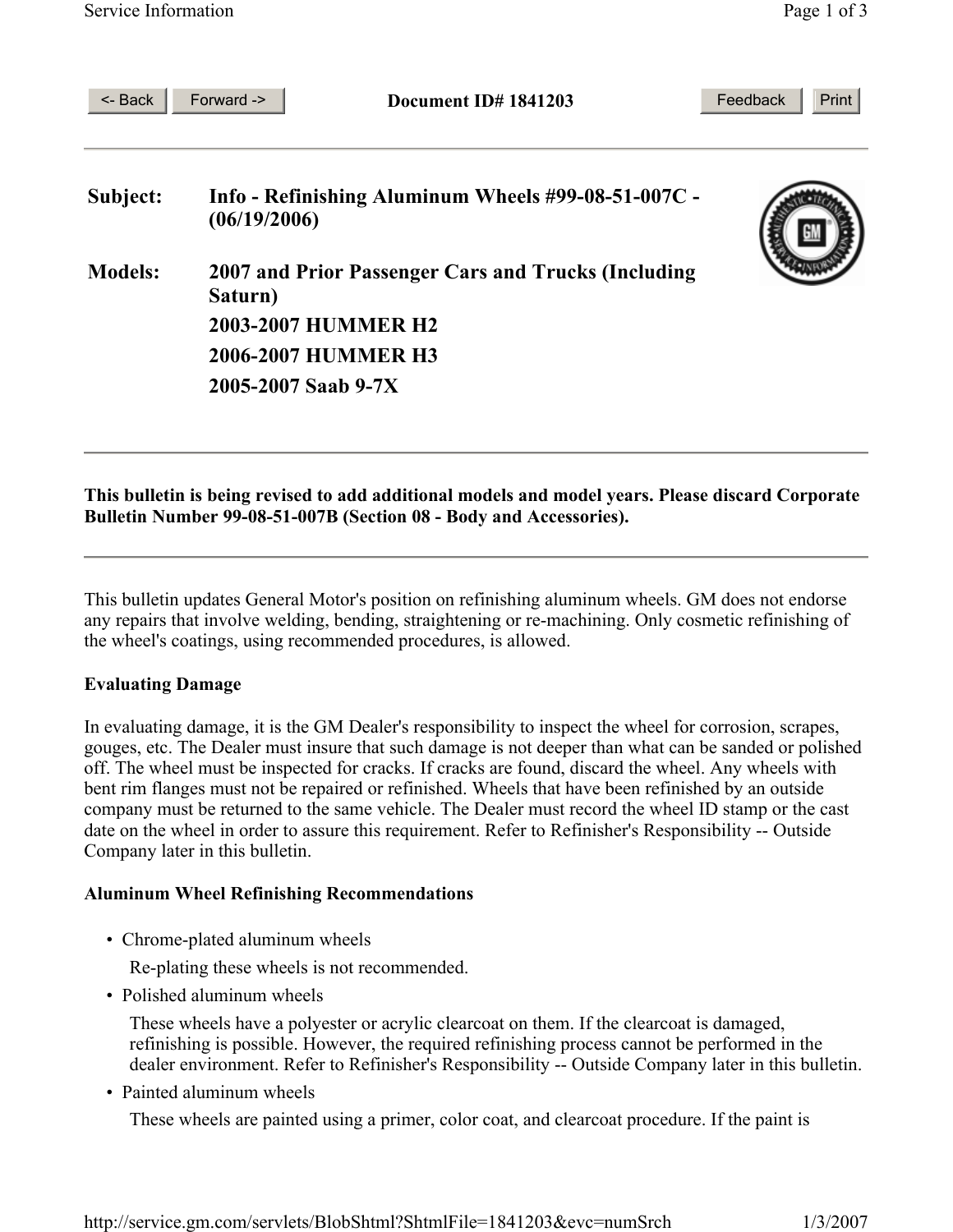**Document ID# 1841203**

---

**Subject:** Info - Refinishing Aluminum Wheels #99-08-51-007C - (06/19/2006)

**Models:** 2007 and Prior Passenger Cars and Trucks (Including Saturn)
2003-2007 HUMMER H2
2006-2007 HUMMER H3
2005-2007 Saab 9-7X

---

**This bulletin is being revised to add additional models and model years. Please discard Corporate Bulletin Number 99-08-51-007B (Section 08 - Body and Accessories).**

---

This bulletin updates General Motor's position on refinishing aluminum wheels. GM does not endorse any repairs that involve welding, bending, straightening or re-machining. Only cosmetic refinishing of the wheel's coatings, using recommended procedures, is allowed.

**Evaluating Damage**

In evaluating damage, it is the GM Dealer's responsibility to inspect the wheel for corrosion, scrapes, gouges, etc. The Dealer must insure that such damage is not deeper than what can be sanded or polished off. The wheel must be inspected for cracks. If cracks are found, discard the wheel. Any wheels with bent rim flanges must not be repaired or refinished. Wheels that have been refinished by an outside company must be returned to the same vehicle. The Dealer must record the wheel ID stamp or the cast date on the wheel in order to assure this requirement. Refer to Refinisher's Responsibility -- Outside Company later in this bulletin.

**Aluminum Wheel Refinishing Recommendations**

- Chrome-plated aluminum wheels

  Re-plating these wheels is not recommended.

- Polished aluminum wheels

  These wheels have a polyester or acrylic clearcoat on them. If the clearcoat is damaged, refinishing is possible. However, the required refinishing process cannot be performed in the dealer environment. Refer to Refinisher's Responsibility -- Outside Company later in this bulletin.

- Painted aluminum wheels

  These wheels are painted using a primer, color coat, and clearcoat procedure. If the paint is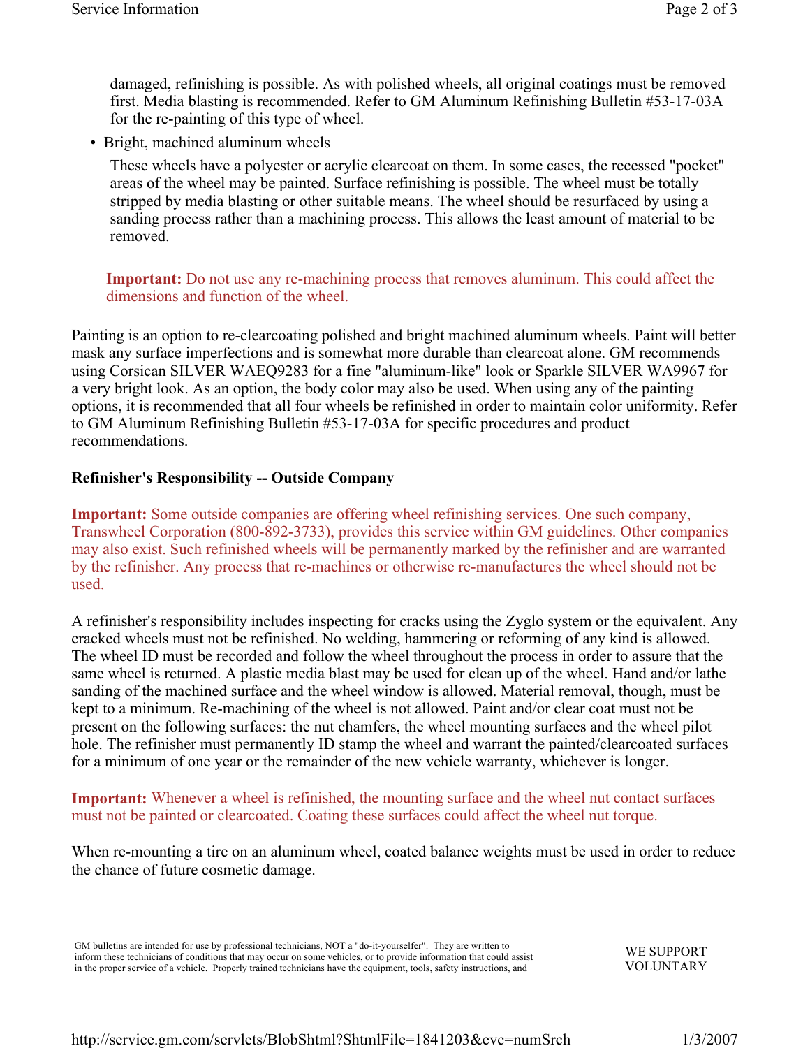damaged, refinishing is possible. As with polished wheels, all original coatings must be removed first. Media blasting is recommended. Refer to GM Aluminum Refinishing Bulletin #53-17-03A for the re-painting of this type of wheel.

- Bright, machined aluminum wheels

  These wheels have a polyester or acrylic clearcoat on them. In some cases, the recessed "pocket" areas of the wheel may be painted. Surface refinishing is possible. The wheel must be totally stripped by media blasting or other suitable means. The wheel should be resurfaced by using a sanding process rather than a machining process. This allows the least amount of material to be removed.

**Important:** Do not use any re-machining process that removes aluminum. This could affect the dimensions and function of the wheel.

Painting is an option to re-clearcoating polished and bright machined aluminum wheels. Paint will better mask any surface imperfections and is somewhat more durable than clearcoat alone. GM recommends using Corsican SILVER WAEQ9283 for a fine "aluminum-like" look or Sparkle SILVER WA9967 for a very bright look. As an option, the body color may also be used. When using any of the painting options, it is recommended that all four wheels be refinished in order to maintain color uniformity. Refer to GM Aluminum Refinishing Bulletin #53-17-03A for specific procedures and product recommendations.

**Refinisher's Responsibility -- Outside Company**

**Important:** Some outside companies are offering wheel refinishing services. One such company, Transwheel Corporation (800-892-3733), provides this service within GM guidelines. Other companies may also exist. Such refinished wheels will be permanently marked by the refinisher and are warranted by the refinisher. Any process that re-machines or otherwise re-manufactures the wheel should not be used.

A refinisher's responsibility includes inspecting for cracks using the Zyglo system or the equivalent. Any cracked wheels must not be refinished. No welding, hammering or reforming of any kind is allowed. The wheel ID must be recorded and follow the wheel throughout the process in order to assure that the same wheel is returned. A plastic media blast may be used for clean up of the wheel. Hand and/or lathe sanding of the machined surface and the wheel window is allowed. Material removal, though, must be kept to a minimum. Re-machining of the wheel is not allowed. Paint and/or clear coat must not be present on the following surfaces: the nut chamfers, the wheel mounting surfaces and the wheel pilot hole. The refinisher must permanently ID stamp the wheel and warrant the painted/clearcoated surfaces for a minimum of one year or the remainder of the new vehicle warranty, whichever is longer.

**Important:** Whenever a wheel is refinished, the mounting surface and the wheel nut contact surfaces must not be painted or clearcoated. Coating these surfaces could affect the wheel nut torque.

When re-mounting a tire on an aluminum wheel, coated balance weights must be used in order to reduce the chance of future cosmetic damage.

GM bulletins are intended for use by professional technicians, NOT a "do-it-yourselfer". They are written to inform these technicians of conditions that may occur on some vehicles, or to provide information that could assist in the proper service of a vehicle. Properly trained technicians have the equipment, tools, safety instructions, and

WE SUPPORT VOLUNTARY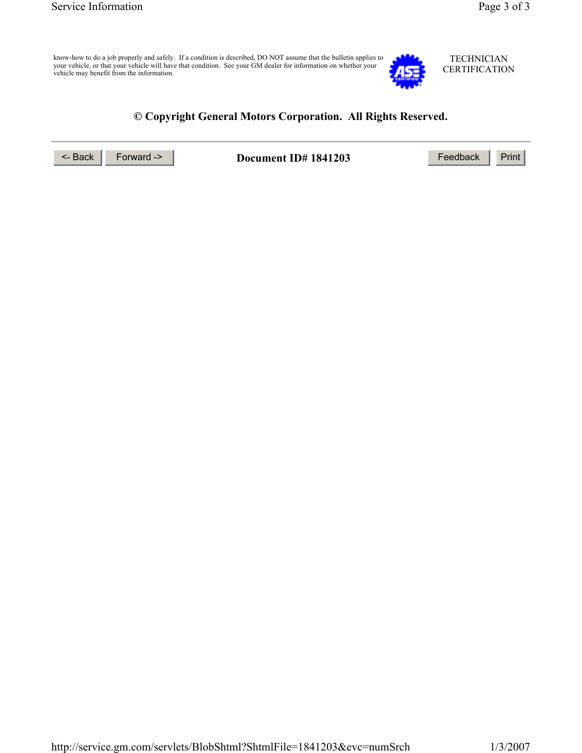know-how to do a job properly and safely. If a condition is described, DO NOT assume that the bulletin applies to your vehicle, or that your vehicle will have that condition. See your GM dealer for information on whether your vehicle may benefit from the information.

TECHNICIAN CERTIFICATION

**© Copyright General Motors Corporation. All Rights Reserved.**

<- Back Forward ->

**Document ID# 1841203**

Feedback Print